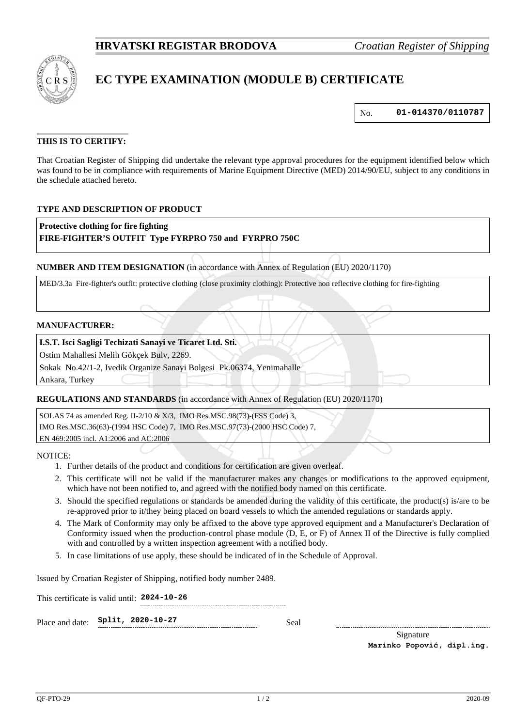**HRVATSKI REGISTAR BRODOVA** *Croatian Register of Shipping*

# EC TYPE EXAMINATION (MODULE B) CERTIFICATE

No. **01-014370/0110787**

**THIS IS TO CERTIFY:**

That Croatian Register of Shipping did undertake the relevant type approval procedures for the equipment identified below which was found to be in compliance with requirements of Marine Equipment Directive (MED) 2014/90/EU, subject to any conditions in the schedule attached hereto.

**TYPE AND DESCRIPTION OF PRODUCT**

**Protective clothing for fire fighting**
**FIRE-FIGHTER'S OUTFIT Type FYRPRO 750 and FYRPRO 750C**

**NUMBER AND ITEM DESIGNATION** (in accordance with Annex of Regulation (EU) 2020/1170)

MED/3.3a Fire-fighter's outfit: protective clothing (close proximity clothing): Protective non reflective clothing for fire-fighting

**MANUFACTURER:**

**I.S.T. Isci Sagligi Techizati Sanayi ve Ticaret Ltd. Sti.**
Ostim Mahallesi Melih Gökçek Bulv, 2269.
Sokak No.42/1-2, Ivedik Organize Sanayi Bolgesi Pk.06374, Yenimahalle
Ankara, Turkey

**REGULATIONS AND STANDARDS** (in accordance with Annex of Regulation (EU) 2020/1170)

SOLAS 74 as amended Reg. II-2/10 & X/3, IMO Res.MSC.98(73)-(FSS Code) 3,
IMO Res.MSC.36(63)-(1994 HSC Code) 7, IMO Res.MSC.97(73)-(2000 HSC Code) 7,
EN 469:2005 incl. A1:2006 and AC:2006

NOTICE:

1. Further details of the product and conditions for certification are given overleaf.
2. This certificate will not be valid if the manufacturer makes any changes or modifications to the approved equipment, which have not been notified to, and agreed with the notified body named on this certificate.
3. Should the specified regulations or standards be amended during the validity of this certificate, the product(s) is/are to be re-approved prior to it/they being placed on board vessels to which the amended regulations or standards apply.
4. The Mark of Conformity may only be affixed to the above type approved equipment and a Manufacturer's Declaration of Conformity issued when the production-control phase module (D, E, or F) of Annex II of the Directive is fully complied with and controlled by a written inspection agreement with a notified body.
5. In case limitations of use apply, these should be indicated of in the Schedule of Approval.

Issued by Croatian Register of Shipping, notified body number 2489.

This certificate is valid until: **2024-10-26**

Place and date: **Split, 2020-10-27**

Seal

Signature
**Marinko Popović, dipl.ing.**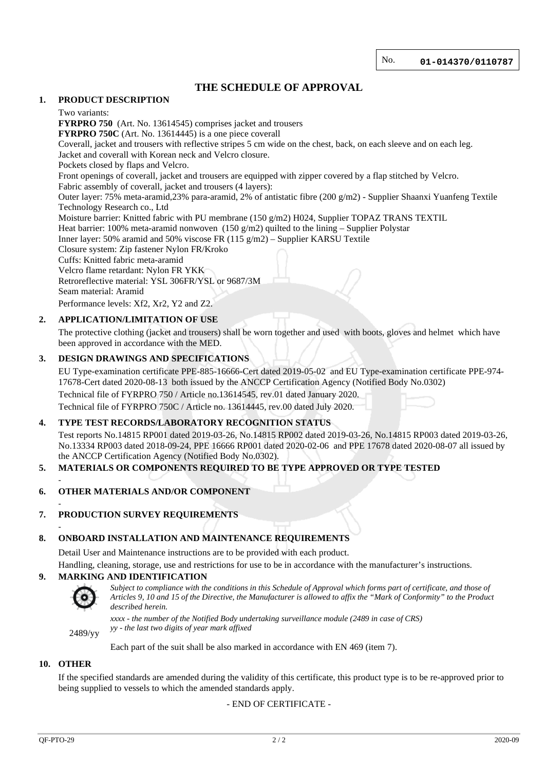No. **01-014370/0110787**

# THE SCHEDULE OF APPROVAL

## 1. PRODUCT DESCRIPTION

Two variants:

**FYRPRO 750** (Art. No. 13614545) comprises jacket and trousers

**FYRPRO 750C** (Art. No. 13614445) is a one piece coverall

Coverall, jacket and trousers with reflective stripes 5 cm wide on the chest, back, on each sleeve and on each leg.

Jacket and coverall with Korean neck and Velcro closure.

Pockets closed by flaps and Velcro.

Front openings of coverall, jacket and trousers are equipped with zipper covered by a flap stitched by Velcro.

Fabric assembly of coverall, jacket and trousers (4 layers):

Outer layer: 75% meta-aramid,23% para-aramid, 2% of antistatic fibre (200 g/m2) - Supplier Shaanxi Yuanfeng Textile Technology Research co., Ltd

Moisture barrier: Knitted fabric with PU membrane (150 g/m2) H024, Supplier TOPAZ TRANS TEXTIL

Heat barrier: 100% meta-aramid nonwoven (150 g/m2) quilted to the lining – Supplier Polystar

Inner layer: 50% aramid and 50% viscose FR (115 g/m2) – Supplier KARSU Textile

Closure system: Zip fastener Nylon FR/Kroko

Cuffs: Knitted fabric meta-aramid

Velcro flame retardant: Nylon FR YKK

Retroreflective material: YSL 306FR/YSL or 9687/3M

Seam material: Aramid

Performance levels: Xf2, Xr2, Y2 and Z2.

## 2. APPLICATION/LIMITATION OF USE

The protective clothing (jacket and trousers) shall be worn together and used with boots, gloves and helmet which have been approved in accordance with the MED.

## 3. DESIGN DRAWINGS AND SPECIFICATIONS

EU Type-examination certificate PPE-885-16666-Cert dated 2019-05-02 and EU Type-examination certificate PPE-974-17678-Cert dated 2020-08-13 both issued by the ANCCP Certification Agency (Notified Body No.0302)

Technical file of FYRPRO 750 / Article no.13614545, rev.01 dated January 2020.

Technical file of FYRPRO 750C / Article no. 13614445, rev.00 dated July 2020.

## 4. TYPE TEST RECORDS/LABORATORY RECOGNITION STATUS

Test reports No.14815 RP001 dated 2019-03-26, No.14815 RP002 dated 2019-03-26, No.14815 RP003 dated 2019-03-26, No.13334 RP003 dated 2018-09-24, PPE 16666 RP001 dated 2020-02-06 and PPE 17678 dated 2020-08-07 all issued by the ANCCP Certification Agency (Notified Body No.0302).

## 5. MATERIALS OR COMPONENTS REQUIRED TO BE TYPE APPROVED OR TYPE TESTED

-

## 6. OTHER MATERIALS AND/OR COMPONENT

-

## 7. PRODUCTION SURVEY REQUIREMENTS

-

## 8. ONBOARD INSTALLATION AND MAINTENANCE REQUIREMENTS

Detail User and Maintenance instructions are to be provided with each product.

Handling, cleaning, storage, use and restrictions for use to be in accordance with the manufacturer's instructions.

## 9. MARKING AND IDENTIFICATION

*Subject to compliance with the conditions in this Schedule of Approval which forms part of certificate, and those of Articles 9, 10 and 15 of the Directive, the Manufacturer is allowed to affix the "Mark of Conformity" to the Product described herein.*

*xxxx - the number of the Notified Body undertaking surveillance module (2489 in case of CRS)*

*yy - the last two digits of year mark affixed*

2489/yy

Each part of the suit shall be also marked in accordance with EN 469 (item 7).

## 10. OTHER

If the specified standards are amended during the validity of this certificate, this product type is to be re-approved prior to being supplied to vessels to which the amended standards apply.

- END OF CERTIFICATE -